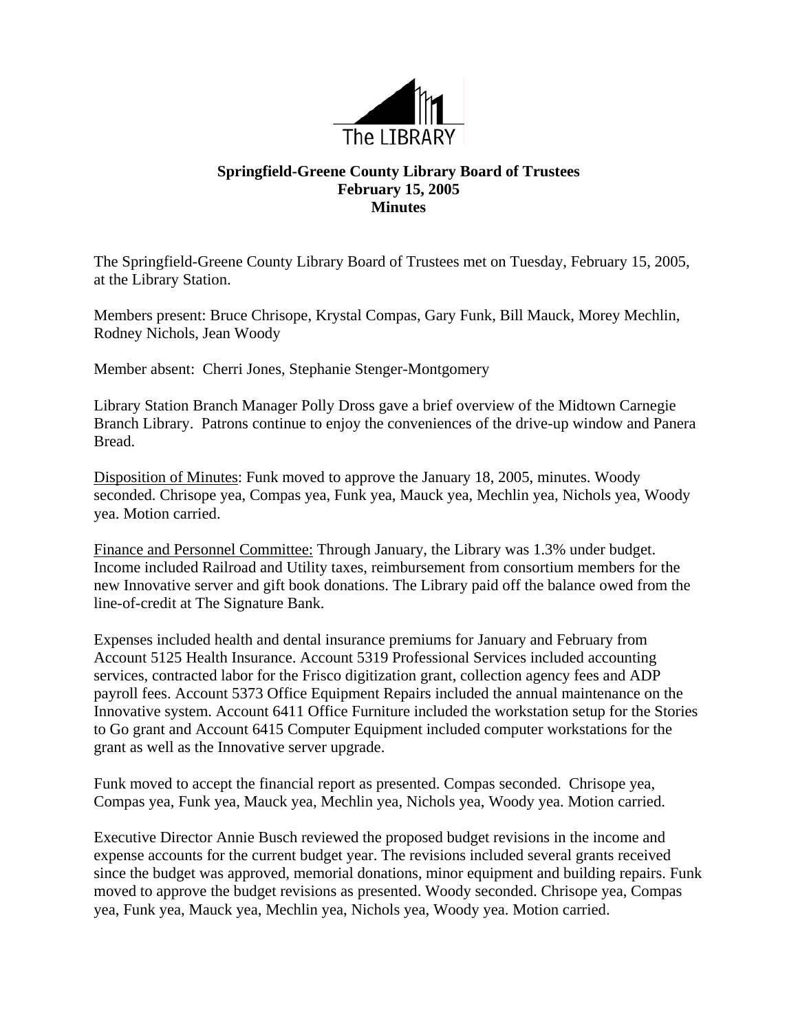The LIBRARY

**Springfield-Greene County Library Board of Trustees**
**February 15, 2005**
**Minutes**

The Springfield-Greene County Library Board of Trustees met on Tuesday, February 15, 2005, at the Library Station.

Members present: Bruce Chrisope, Krystal Compas, Gary Funk, Bill Mauck, Morey Mechlin, Rodney Nichols, Jean Woody

Member absent: Cherri Jones, Stephanie Stenger-Montgomery

Library Station Branch Manager Polly Dross gave a brief overview of the Midtown Carnegie Branch Library. Patrons continue to enjoy the conveniences of the drive-up window and Panera Bread.

Disposition of Minutes: Funk moved to approve the January 18, 2005, minutes. Woody seconded. Chrisope yea, Compas yea, Funk yea, Mauck yea, Mechlin yea, Nichols yea, Woody yea. Motion carried.

Finance and Personnel Committee: Through January, the Library was 1.3% under budget. Income included Railroad and Utility taxes, reimbursement from consortium members for the new Innovative server and gift book donations. The Library paid off the balance owed from the line-of-credit at The Signature Bank.

Expenses included health and dental insurance premiums for January and February from Account 5125 Health Insurance. Account 5319 Professional Services included accounting services, contracted labor for the Frisco digitization grant, collection agency fees and ADP payroll fees. Account 5373 Office Equipment Repairs included the annual maintenance on the Innovative system. Account 6411 Office Furniture included the workstation setup for the Stories to Go grant and Account 6415 Computer Equipment included computer workstations for the grant as well as the Innovative server upgrade.

Funk moved to accept the financial report as presented. Compas seconded. Chrisope yea, Compas yea, Funk yea, Mauck yea, Mechlin yea, Nichols yea, Woody yea. Motion carried.

Executive Director Annie Busch reviewed the proposed budget revisions in the income and expense accounts for the current budget year. The revisions included several grants received since the budget was approved, memorial donations, minor equipment and building repairs. Funk moved to approve the budget revisions as presented. Woody seconded. Chrisope yea, Compas yea, Funk yea, Mauck yea, Mechlin yea, Nichols yea, Woody yea. Motion carried.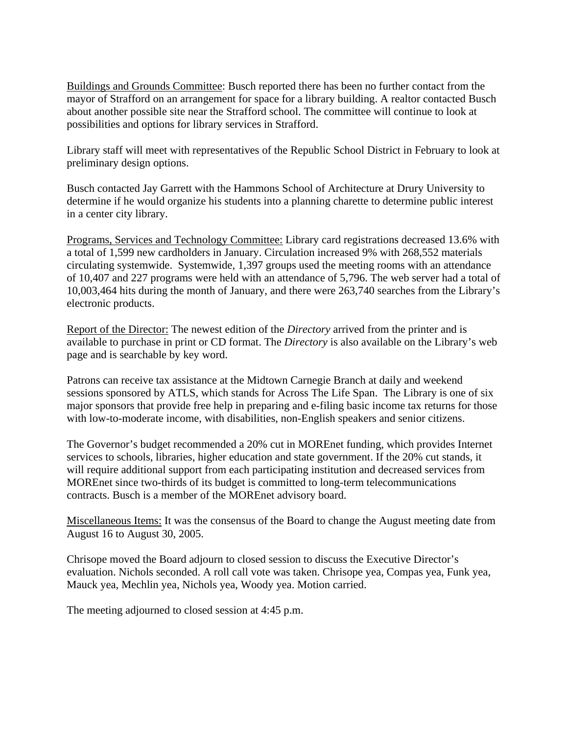Buildings and Grounds Committee: Busch reported there has been no further contact from the mayor of Strafford on an arrangement for space for a library building. A realtor contacted Busch about another possible site near the Strafford school. The committee will continue to look at possibilities and options for library services in Strafford.

Library staff will meet with representatives of the Republic School District in February to look at preliminary design options.

Busch contacted Jay Garrett with the Hammons School of Architecture at Drury University to determine if he would organize his students into a planning charette to determine public interest in a center city library.

Programs, Services and Technology Committee: Library card registrations decreased 13.6% with a total of 1,599 new cardholders in January. Circulation increased 9% with 268,552 materials circulating systemwide. Systemwide, 1,397 groups used the meeting rooms with an attendance of 10,407 and 227 programs were held with an attendance of 5,796. The web server had a total of 10,003,464 hits during the month of January, and there were 263,740 searches from the Library's electronic products.

Report of the Director: The newest edition of the *Directory* arrived from the printer and is available to purchase in print or CD format. The *Directory* is also available on the Library's web page and is searchable by key word.

Patrons can receive tax assistance at the Midtown Carnegie Branch at daily and weekend sessions sponsored by ATLS, which stands for Across The Life Span. The Library is one of six major sponsors that provide free help in preparing and e-filing basic income tax returns for those with low-to-moderate income, with disabilities, non-English speakers and senior citizens.

The Governor's budget recommended a 20% cut in MOREnet funding, which provides Internet services to schools, libraries, higher education and state government. If the 20% cut stands, it will require additional support from each participating institution and decreased services from MOREnet since two-thirds of its budget is committed to long-term telecommunications contracts. Busch is a member of the MOREnet advisory board.

Miscellaneous Items: It was the consensus of the Board to change the August meeting date from August 16 to August 30, 2005.

Chrisope moved the Board adjourn to closed session to discuss the Executive Director's evaluation. Nichols seconded. A roll call vote was taken. Chrisope yea, Compas yea, Funk yea, Mauck yea, Mechlin yea, Nichols yea, Woody yea. Motion carried.

The meeting adjourned to closed session at 4:45 p.m.